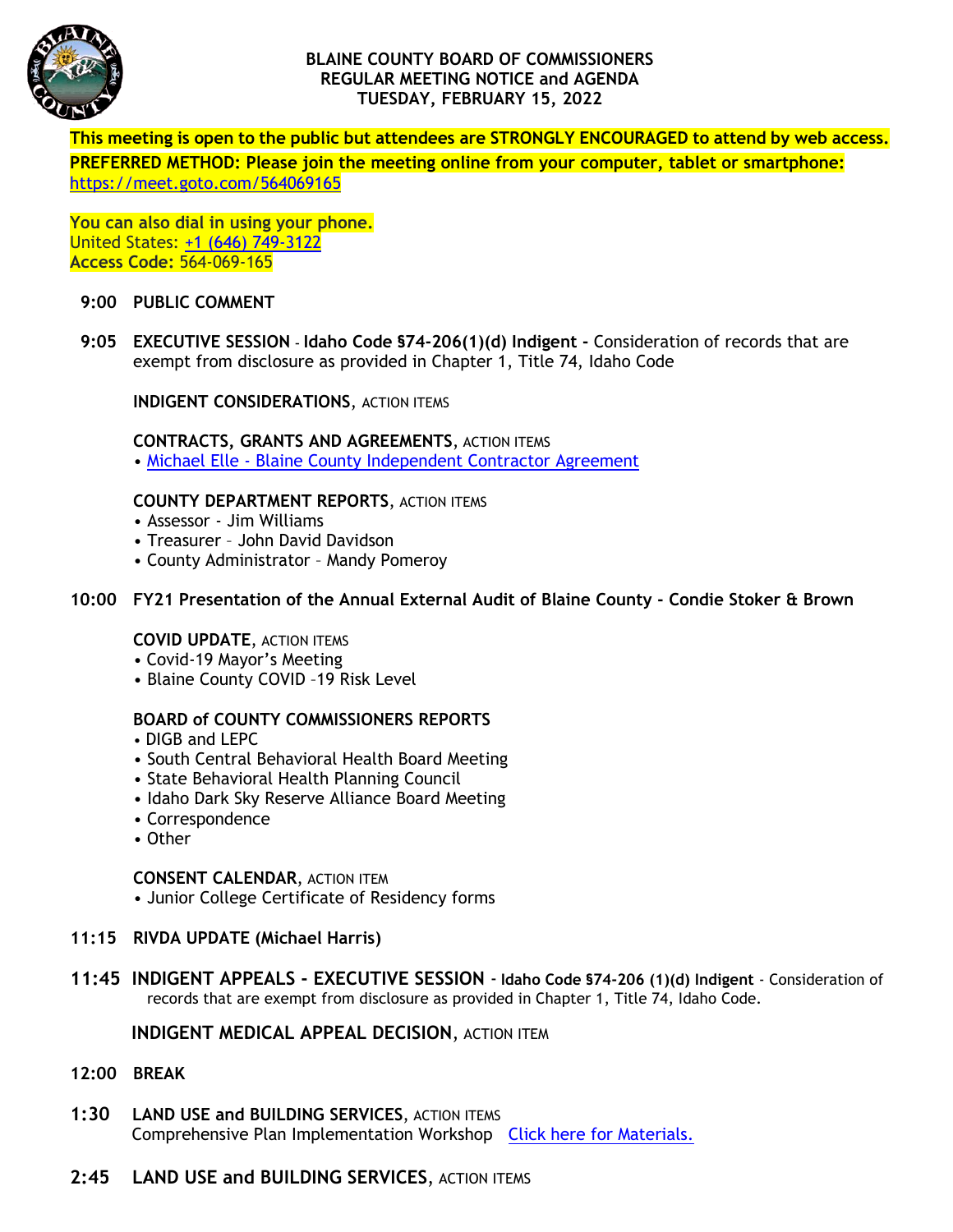# BLAINE COUNTY BOARD OF COMMISSIONERS
## REGULAR MEETING NOTICE and AGENDA
## TUESDAY, FEBRUARY 15, 2022

**This meeting is open to the public but attendees are STRONGLY ENCOURAGED to attend by web access.**
**PREFERRED METHOD: Please join the meeting online from your computer, tablet or smartphone:**
https://meet.goto.com/564069165

**You can also dial in using your phone.**
United States: +1 (646) 749-3122
**Access Code:** 564-069-165

**9:00 PUBLIC COMMENT**

**9:05 EXECUTIVE SESSION** - **Idaho Code §74-206(1)(d) Indigent -** Consideration of records that are exempt from disclosure as provided in Chapter 1, Title 74, Idaho Code

**INDIGENT CONSIDERATIONS**, ACTION ITEMS

**CONTRACTS, GRANTS AND AGREEMENTS**, ACTION ITEMS
- Michael Elle - Blaine County Independent Contractor Agreement

**COUNTY DEPARTMENT REPORTS**, ACTION ITEMS
- Assessor - Jim Williams
- Treasurer – John David Davidson
- County Administrator – Mandy Pomeroy

**10:00 FY21 Presentation of the Annual External Audit of Blaine County - Condie Stoker & Brown**

**COVID UPDATE**, ACTION ITEMS
- Covid-19 Mayor's Meeting
- Blaine County COVID –19 Risk Level

**BOARD of COUNTY COMMISSIONERS REPORTS**
- DIGB and LEPC
- South Central Behavioral Health Board Meeting
- State Behavioral Health Planning Council
- Idaho Dark Sky Reserve Alliance Board Meeting
- Correspondence
- Other

**CONSENT CALENDAR**, ACTION ITEM
- Junior College Certificate of Residency forms

**11:15 RIVDA UPDATE (Michael Harris)**

**11:45 INDIGENT APPEALS - EXECUTIVE SESSION** - **Idaho Code §74-206 (1)(d) Indigent** - Consideration of records that are exempt from disclosure as provided in Chapter 1, Title 74, Idaho Code.

**INDIGENT MEDICAL APPEAL DECISION**, ACTION ITEM

**12:00 BREAK**

**1:30 LAND USE and BUILDING SERVICES**, ACTION ITEMS
Comprehensive Plan Implementation Workshop Click here for Materials.

**2:45 LAND USE and BUILDING SERVICES**, ACTION ITEMS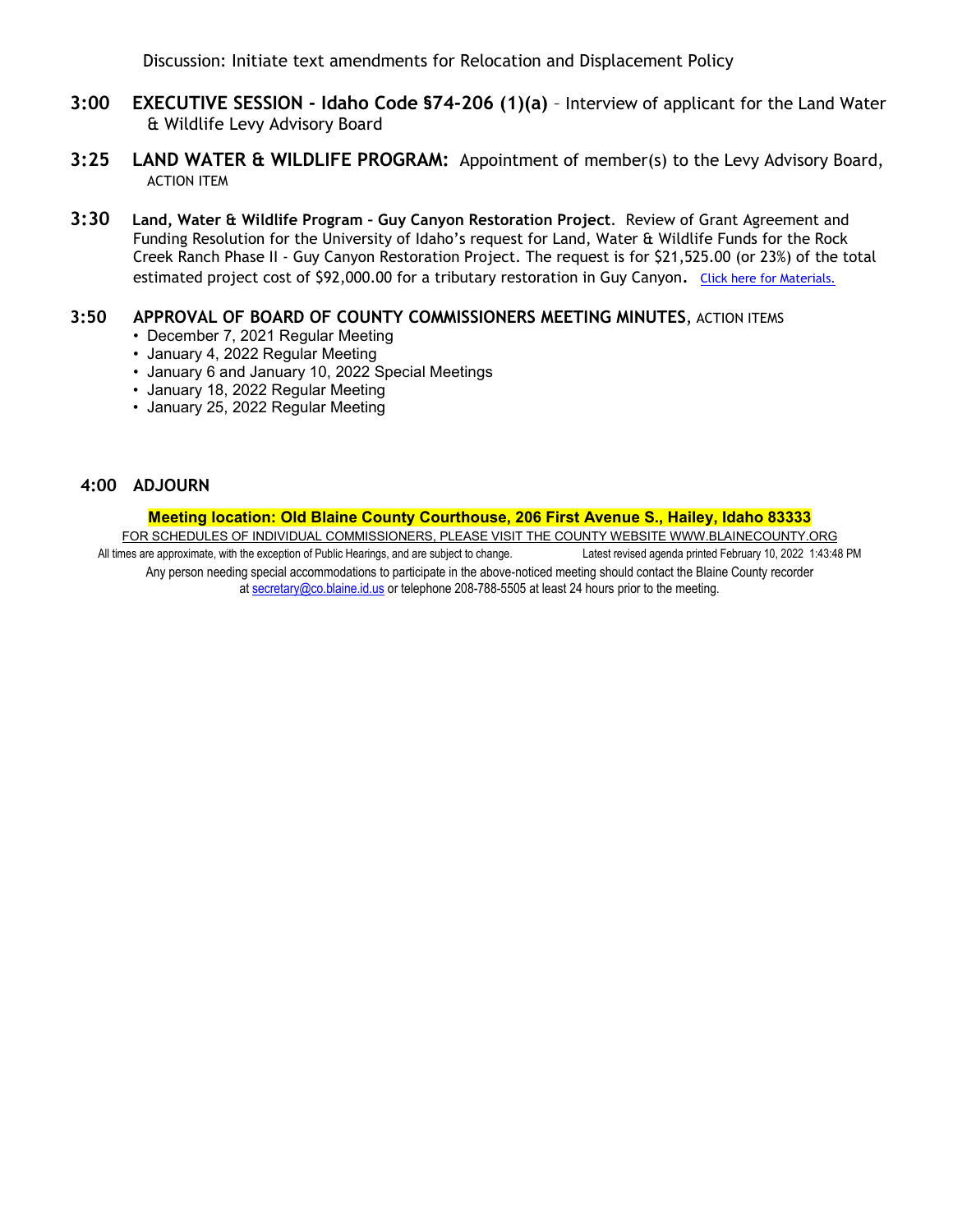Discussion: Initiate text amendments for Relocation and Displacement Policy

**3:00 EXECUTIVE SESSION - Idaho Code §74-206 (1)(a)** – Interview of applicant for the Land Water & Wildlife Levy Advisory Board

**3:25 LAND WATER & WILDLIFE PROGRAM:** Appointment of member(s) to the Levy Advisory Board, ACTION ITEM

**3:30 Land, Water & Wildlife Program – Guy Canyon Restoration Project**. Review of Grant Agreement and Funding Resolution for the University of Idaho's request for Land, Water & Wildlife Funds for the Rock Creek Ranch Phase II - Guy Canyon Restoration Project. The request is for $21,525.00 (or 23%) of the total estimated project cost of $92,000.00 for a tributary restoration in Guy Canyon. Click here for Materials.

**3:50 APPROVAL OF BOARD OF COUNTY COMMISSIONERS MEETING MINUTES**, ACTION ITEMS

- December 7, 2021 Regular Meeting
- January 4, 2022 Regular Meeting
- January 6 and January 10, 2022 Special Meetings
- January 18, 2022 Regular Meeting
- January 25, 2022 Regular Meeting

**4:00 ADJOURN**

**Meeting location: Old Blaine County Courthouse, 206 First Avenue S., Hailey, Idaho 83333**

FOR SCHEDULES OF INDIVIDUAL COMMISSIONERS, PLEASE VISIT THE COUNTY WEBSITE WWW.BLAINECOUNTY.ORG

All times are approximate, with the exception of Public Hearings, and are subject to change. Latest revised agenda printed February 10, 2022 1:43:48 PM

Any person needing special accommodations to participate in the above-noticed meeting should contact the Blaine County recorder at secretary@co.blaine.id.us or telephone 208-788-5505 at least 24 hours prior to the meeting.